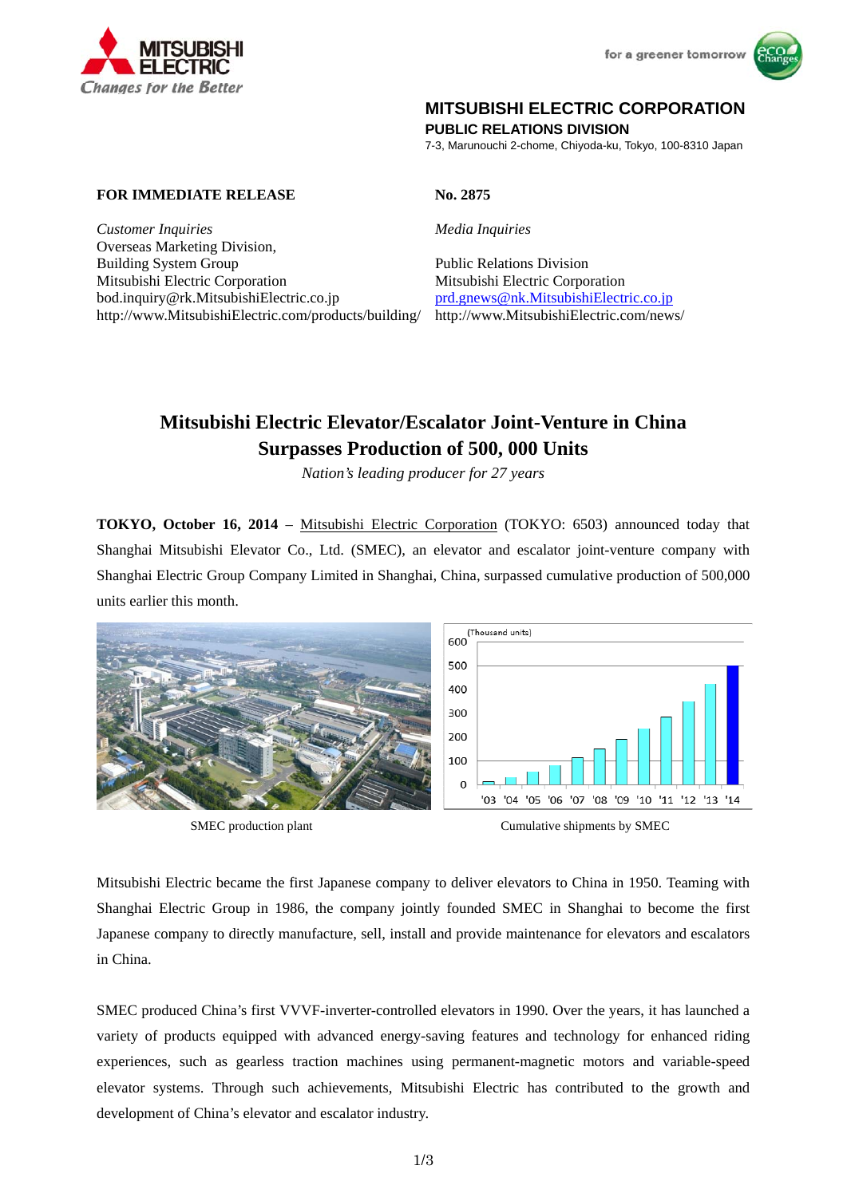MITSUBISHI ELECTRIC
Changes for the Better

for a greener tomorrow

**MITSUBISHI ELECTRIC CORPORATION**
**PUBLIC RELATIONS DIVISION**
7-3, Marunouchi 2-chome, Chiyoda-ku, Tokyo, 100-8310 Japan

**FOR IMMEDIATE RELEASE**

**No. 2875**

*Customer Inquiries*
Overseas Marketing Division,
Building System Group
Mitsubishi Electric Corporation
bod.inquiry@rk.MitsubishiElectric.co.jp
http://www.MitsubishiElectric.com/products/building/

*Media Inquiries*

Public Relations Division
Mitsubishi Electric Corporation
prd.gnews@nk.MitsubishiElectric.co.jp
http://www.MitsubishiElectric.com/news/

# Mitsubishi Electric Elevator/Escalator Joint-Venture in China Surpasses Production of 500, 000 Units

*Nation's leading producer for 27 years*

**TOKYO, October 16, 2014** – Mitsubishi Electric Corporation (TOKYO: 6503) announced today that Shanghai Mitsubishi Elevator Co., Ltd. (SMEC), an elevator and escalator joint-venture company with Shanghai Electric Group Company Limited in Shanghai, China, surpassed cumulative production of 500,000 units earlier this month.

SMEC production plant

Cumulative shipments by SMEC

Mitsubishi Electric became the first Japanese company to deliver elevators to China in 1950. Teaming with Shanghai Electric Group in 1986, the company jointly founded SMEC in Shanghai to become the first Japanese company to directly manufacture, sell, install and provide maintenance for elevators and escalators in China.

SMEC produced China's first VVVF-inverter-controlled elevators in 1990. Over the years, it has launched a variety of products equipped with advanced energy-saving features and technology for enhanced riding experiences, such as gearless traction machines using permanent-magnetic motors and variable-speed elevator systems. Through such achievements, Mitsubishi Electric has contributed to the growth and development of China's elevator and escalator industry.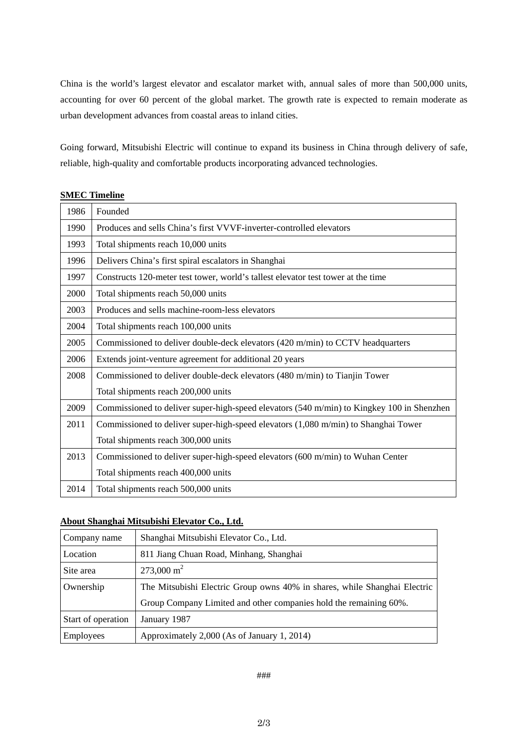China is the world's largest elevator and escalator market with, annual sales of more than 500,000 units, accounting for over 60 percent of the global market. The growth rate is expected to remain moderate as urban development advances from coastal areas to inland cities.

Going forward, Mitsubishi Electric will continue to expand its business in China through delivery of safe, reliable, high-quality and comfortable products incorporating advanced technologies.

**SMEC Timeline**

| | |
|---|---|
| 1986 | Founded |
| 1990 | Produces and sells China's first VVVF-inverter-controlled elevators |
| 1993 | Total shipments reach 10,000 units |
| 1996 | Delivers China's first spiral escalators in Shanghai |
| 1997 | Constructs 120-meter test tower, world's tallest elevator test tower at the time |
| 2000 | Total shipments reach 50,000 units |
| 2003 | Produces and sells machine-room-less elevators |
| 2004 | Total shipments reach 100,000 units |
| 2005 | Commissioned to deliver double-deck elevators (420 m/min) to CCTV headquarters |
| 2006 | Extends joint-venture agreement for additional 20 years |
| 2008 | Commissioned to deliver double-deck elevators (480 m/min) to Tianjin Tower<br>Total shipments reach 200,000 units |
| 2009 | Commissioned to deliver super-high-speed elevators (540 m/min) to Kingkey 100 in Shenzhen |
| 2011 | Commissioned to deliver super-high-speed elevators (1,080 m/min) to Shanghai Tower<br>Total shipments reach 300,000 units |
| 2013 | Commissioned to deliver super-high-speed elevators (600 m/min) to Wuhan Center<br>Total shipments reach 400,000 units |
| 2014 | Total shipments reach 500,000 units |

**About Shanghai Mitsubishi Elevator Co., Ltd.**

| | |
|---|---|
| Company name | Shanghai Mitsubishi Elevator Co., Ltd. |
| Location | 811 Jiang Chuan Road, Minhang, Shanghai |
| Site area | 273,000 $m^2$ |
| Ownership | The Mitsubishi Electric Group owns 40% in shares, while Shanghai Electric Group Company Limited and other companies hold the remaining 60%. |
| Start of operation | January 1987 |
| Employees | Approximately 2,000 (As of January 1, 2014) |

###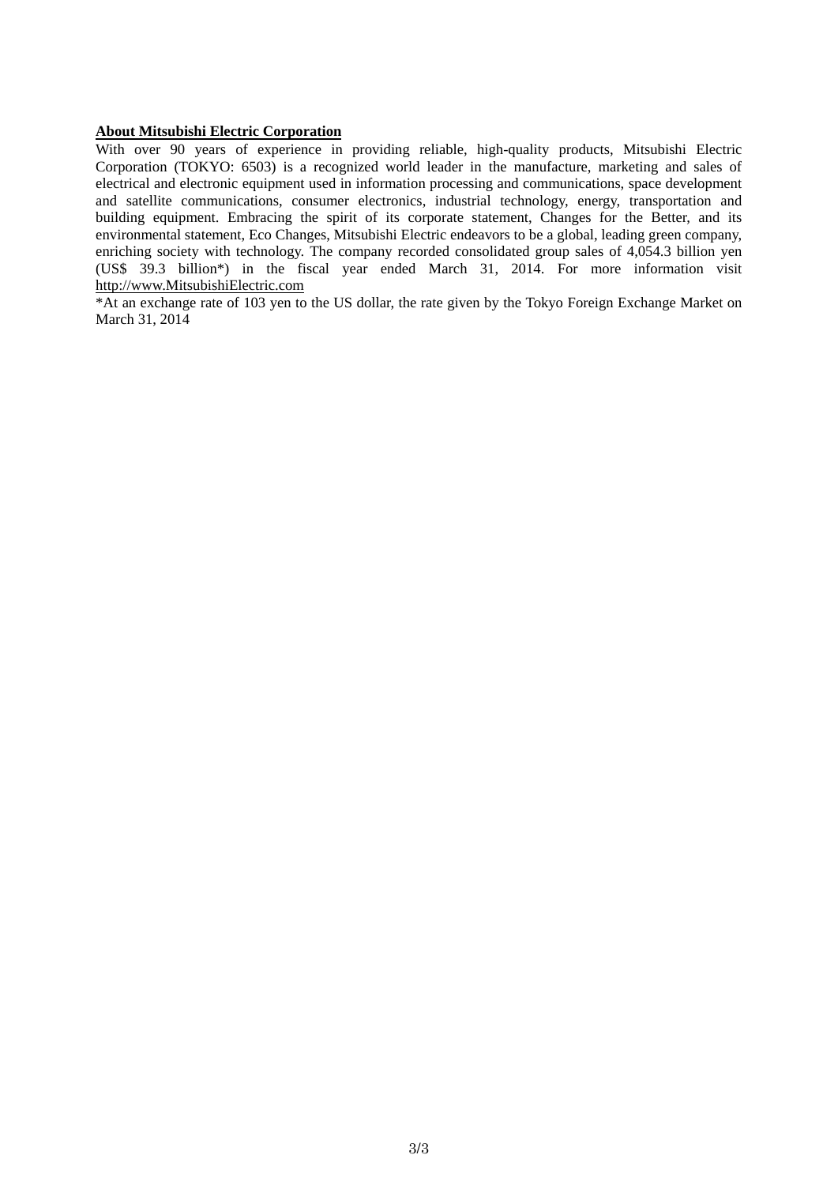**About Mitsubishi Electric Corporation**

With over 90 years of experience in providing reliable, high-quality products, Mitsubishi Electric Corporation (TOKYO: 6503) is a recognized world leader in the manufacture, marketing and sales of electrical and electronic equipment used in information processing and communications, space development and satellite communications, consumer electronics, industrial technology, energy, transportation and building equipment. Embracing the spirit of its corporate statement, Changes for the Better, and its environmental statement, Eco Changes, Mitsubishi Electric endeavors to be a global, leading green company, enriching society with technology. The company recorded consolidated group sales of 4,054.3 billion yen (US$ 39.3 billion*) in the fiscal year ended March 31, 2014. For more information visit http://www.MitsubishiElectric.com

*At an exchange rate of 103 yen to the US dollar, the rate given by the Tokyo Foreign Exchange Market on March 31, 2014